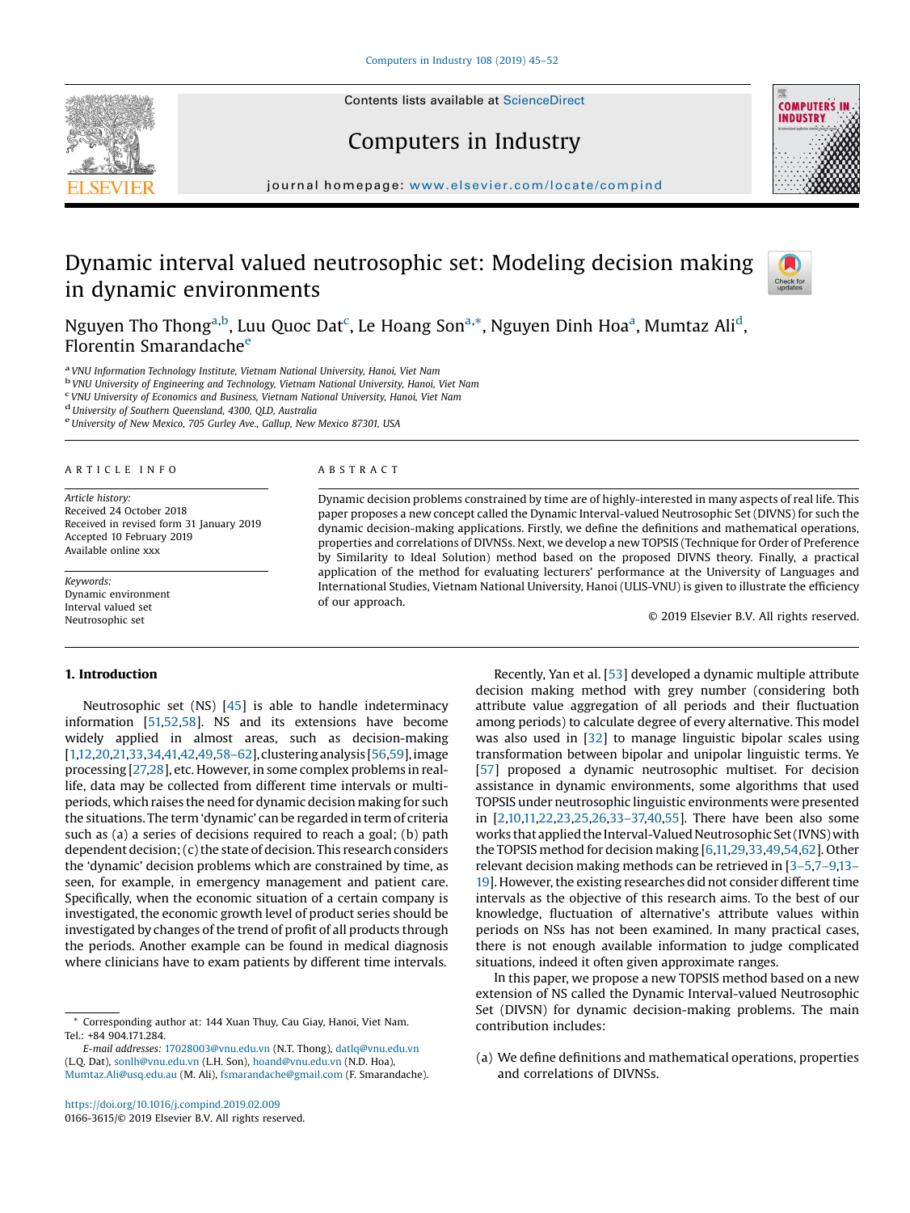# Dynamic interval valued neutrosophic set: Modeling decision making in dynamic environments

Nguyen Tho Thong[a,b], Luu Quoc Dat[c], Le Hoang Son[a,*], Nguyen Dinh Hoa[a], Mumtaz Ali[d], Florentin Smarandache[e]

[a] VNU Information Technology Institute, Vietnam National University, Hanoi, Viet Nam
[b] VNU University of Engineering and Technology, Vietnam National University, Hanoi, Viet Nam
[c] VNU University of Economics and Business, Vietnam National University, Hanoi, Viet Nam
[d] University of Southern Queensland, 4300, QLD, Australia
[e] University of New Mexico, 705 Gurley Ave., Gallup, New Mexico 87301, USA

ARTICLE INFO

*Article history:*
Received 24 October 2018
Received in revised form 31 January 2019
Accepted 10 February 2019
Available online xxx

*Keywords:*
Dynamic environment
Interval valued set
Neutrosophic set

ABSTRACT

Dynamic decision problems constrained by time are of highly-interested in many aspects of real life. This paper proposes a new concept called the Dynamic Interval-valued Neutrosophic Set (DIVNS) for such the dynamic decision-making applications. Firstly, we define the definitions and mathematical operations, properties and correlations of DIVNSs. Next, we develop a new TOPSIS (Technique for Order of Preference by Similarity to Ideal Solution) method based on the proposed DIVNS theory. Finally, a practical application of the method for evaluating lecturers' performance at the University of Languages and International Studies, Vietnam National University, Hanoi (ULIS-VNU) is given to illustrate the efficiency of our approach.

© 2019 Elsevier B.V. All rights reserved.

## 1. Introduction

Neutrosophic set (NS) [45] is able to handle indeterminacy information [51,52,58]. NS and its extensions have become widely applied in almost areas, such as decision-making [1,12,20,21,33,34,41,42,49,58–62], clustering analysis [56,59], image processing [27,28], etc. However, in some complex problems in real-life, data may be collected from different time intervals or multi-periods, which raises the need for dynamic decision making for such the situations. The term 'dynamic' can be regarded in term of criteria such as (a) a series of decisions required to reach a goal; (b) path dependent decision; (c) the state of decision. This research considers the 'dynamic' decision problems which are constrained by time, as seen, for example, in emergency management and patient care. Specifically, when the economic situation of a certain company is investigated, the economic growth level of product series should be investigated by changes of the trend of profit of all products through the periods. Another example can be found in medical diagnosis where clinicians have to exam patients by different time intervals.

Recently, Yan et al. [53] developed a dynamic multiple attribute decision making method with grey number (considering both attribute value aggregation of all periods and their fluctuation among periods) to calculate degree of every alternative. This model was also used in [32] to manage linguistic bipolar scales using transformation between bipolar and unipolar linguistic terms. Ye [57] proposed a dynamic neutrosophic multiset. For decision assistance in dynamic environments, some algorithms that used TOPSIS under neutrosophic linguistic environments were presented in [2,10,11,22,23,25,26,33–37,40,55]. There have been also some works that applied the Interval-Valued Neutrosophic Set (IVNS) with the TOPSIS method for decision making [6,11,29,33,49,54,62]. Other relevant decision making methods can be retrieved in [3–5,7–9,13–19]. However, the existing researches did not consider different time intervals as the objective of this research aims. To the best of our knowledge, fluctuation of alternative's attribute values within periods on NSs has not been examined. In many practical cases, there is not enough available information to judge complicated situations, indeed it often given approximate ranges.

In this paper, we propose a new TOPSIS method based on a new extension of NS called the Dynamic Interval-valued Neutrosophic Set (DIVSN) for dynamic decision-making problems. The main contribution includes:

(a) We define definitions and mathematical operations, properties and correlations of DIVNSs.

\* Corresponding author at: 144 Xuan Thuy, Cau Giay, Hanoi, Viet Nam. Tel.: +84 904.171.284.
*E-mail addresses:* 17028003@vnu.edu.vn (N.T. Thong), datlq@vnu.edu.vn (L.Q. Dat), sonlh@vnu.edu.vn (L.H. Son), hoand@vnu.edu.vn (N.D. Hoa), Mumtaz.Ali@usq.edu.au (M. Ali), fsmarandache@gmail.com (F. Smarandache).

https://doi.org/10.1016/j.compind.2019.02.009
0166-3615/© 2019 Elsevier B.V. All rights reserved.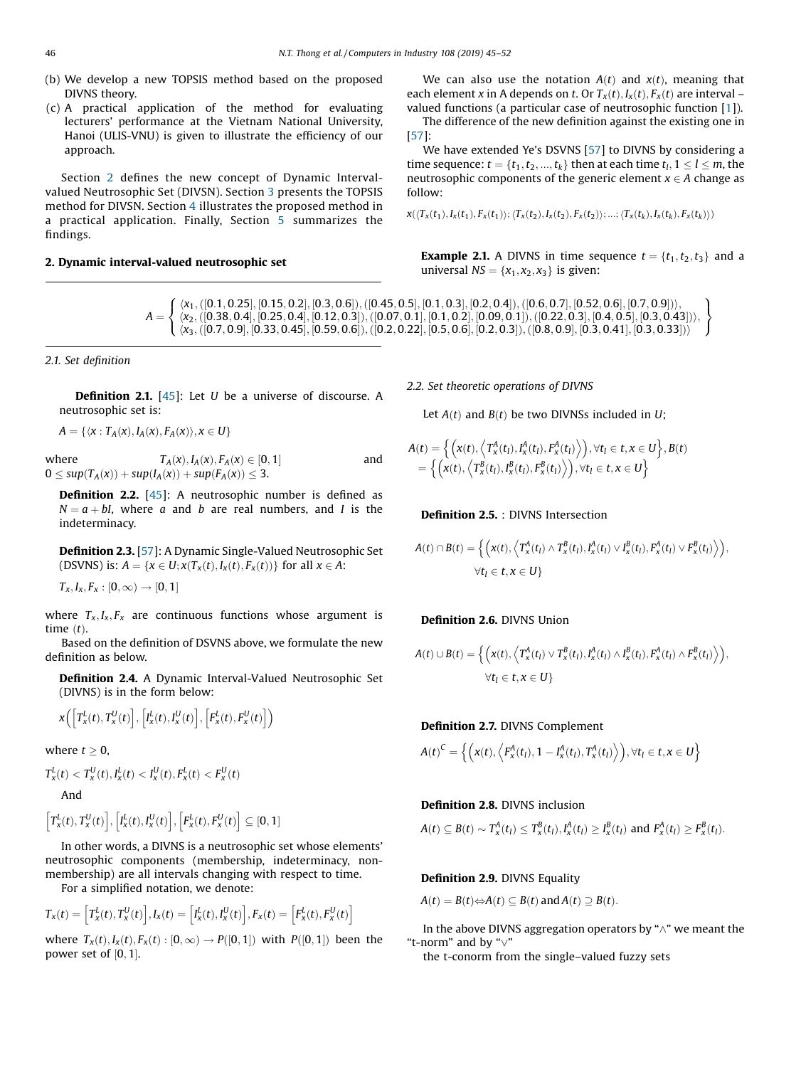(b) We develop a new TOPSIS method based on the proposed DIVNS theory.

(c) A practical application of the method for evaluating lecturers' performance at the Vietnam National University, Hanoi (ULIS-VNU) is given to illustrate the efficiency of our approach.

Section 2 defines the new concept of Dynamic Interval-valued Neutrosophic Set (DIVSN). Section 3 presents the TOPSIS method for DIVSN. Section 4 illustrates the proposed method in a practical application. Finally, Section 5 summarizes the findings.

## 2. Dynamic interval-valued neutrosophic set

### 2.1. Set definition

**Definition 2.1.** [45]: Let $U$ be a universe of discourse. A neutrosophic set is:

$$A = \{\langle x : T_A(x), I_A(x), F_A(x)\rangle, x \in U\}$$

where $T_A(x), I_A(x), F_A(x) \in [0, 1]$ and $0 \le sup(T_A(x)) + sup(I_A(x)) + sup(F_A(x)) \le 3$.

**Definition 2.2.** [45]: A neutrosophic number is defined as $N = a + bI$, where $a$ and $b$ are real numbers, and $I$ is the indeterminacy.

**Definition 2.3.** [57]: A Dynamic Single-Valued Neutrosophic Set (DSVNS) is: $A = \{x \in U; x(T_x(t), I_x(t), F_x(t))\}$ for all $x \in A$:

$$T_x, I_x, F_x : [0, \infty) \to [0, 1]$$

where $T_x, I_x, F_x$ are continuous functions whose argument is time $(t)$.

Based on the definition of DSVNS above, we formulate the new definition as below.

**Definition 2.4.** A Dynamic Interval-Valued Neutrosophic Set (DIVNS) is in the form below:

$$x\left(\left[T_x^L(t), T_x^U(t)\right], \left[I_x^L(t), I_x^U(t)\right], \left[F_x^L(t), F_x^U(t)\right]\right)$$

where $t \ge 0$,

$$T_x^L(t) < T_x^U(t), I_x^L(t) < I_x^U(t), F_x^L(t) < F_x^U(t)$$

And

$$\left[T_x^L(t), T_x^U(t)\right], \left[I_x^L(t), I_x^U(t)\right], \left[F_x^L(t), F_x^U(t)\right] \subseteq [0, 1]$$

In other words, a DIVNS is a neutrosophic set whose elements' neutrosophic components (membership, indeterminacy, non-membership) are all intervals changing with respect to time.

For a simplified notation, we denote:

$$T_x(t) = \left[T_x^L(t), T_x^U(t)\right], I_x(t) = \left[I_x^L(t), I_x^U(t)\right], F_x(t) = \left[F_x^L(t), F_x^U(t)\right]$$

where $T_x(t), I_x(t), F_x(t) : [0, \infty) \to P([0, 1])$ with $P([0, 1])$ been the power set of $[0, 1]$.

We can also use the notation $A(t)$ and $x(t)$, meaning that each element $x$ in A depends on $t$. Or $T_x(t), I_x(t), F_x(t)$ are interval – valued functions (a particular case of neutrosophic function [1]).

The difference of the new definition against the existing one in [57]:

We have extended Ye's DSVNS [57] to DIVNS by considering a time sequence: $t = \{t_1, t_2, ..., t_k\}$ then at each time $t_l, 1 \le l \le m$, the neutrosophic components of the generic element $x \in A$ change as follow:

$$x(\langle T_x(t_1), I_x(t_1), F_x(t_1)\rangle; \langle T_x(t_2), I_x(t_2), F_x(t_2)\rangle; ...; \langle T_x(t_k), I_x(t_k), F_x(t_k)\rangle)$$

**Example 2.1.** A DIVNS in time sequence $t = \{t_1, t_2, t_3\}$ and a universal $NS = \{x_1, x_2, x_3\}$ is given:

$$A = \left\{ \begin{array}{l} \langle x_1, ([0.1, 0.25], [0.15, 0.2], [0.3, 0.6]), ([0.45, 0.5], [0.1, 0.3], [0.2, 0.4]), ([0.6, 0.7], [0.52, 0.6], [0.7, 0.9])\rangle, \\ \langle x_2, ([0.38, 0.4], [0.25, 0.4], [0.12, 0.3]), ([0.07, 0.1], [0.1, 0.2], [0.09, 0.1]), ([0.22, 0.3], [0.4, 0.5], [0.3, 0.43])\rangle, \\ \langle x_3, ([0.7, 0.9], [0.33, 0.45], [0.59, 0.6]), ([0.2, 0.22], [0.5, 0.6], [0.2, 0.3]), ([0.8, 0.9], [0.3, 0.41], [0.3, 0.33])\rangle \end{array} \right\}$$

### 2.2. Set theoretic operations of DIVNS

Let $A(t)$ and $B(t)$ be two DIVNSs included in $U$;

$$A(t) = \left\{ \left(x(t), \left\langle T_x^A(t_l), I_x^A(t_l), F_x^A(t_l)\right\rangle\right), \forall t_l \in t, x \in U\right\}, B(t) = \left\{ \left(x(t), \left\langle T_x^B(t_l), I_x^B(t_l), F_x^B(t_l)\right\rangle\right), \forall t_l \in t, x \in U\right\}$$

**Definition 2.5.** : DIVNS Intersection

$$A(t) \cap B(t) = \left\{ \left(x(t), \left\langle T_x^A(t_l) \wedge T_x^B(t_l), I_x^A(t_l) \vee I_x^B(t_l), F_x^A(t_l) \vee F_x^B(t_l)\right\rangle\right), \forall t_l \in t, x \in U\right\}$$

**Definition 2.6.** DIVNS Union

$$A(t) \cup B(t) = \left\{ \left(x(t), \left\langle T_x^A(t_l) \vee T_x^B(t_l), I_x^A(t_l) \wedge I_x^B(t_l), F_x^A(t_l) \wedge F_x^B(t_l)\right\rangle\right), \forall t_l \in t, x \in U\right\}$$

**Definition 2.7.** DIVNS Complement

$$A(t)^C = \left\{ \left(x(t), \left\langle F_x^A(t_l), 1 - I_x^A(t_l), T_x^A(t_l)\right\rangle\right), \forall t_l \in t, x \in U\right\}$$

**Definition 2.8.** DIVNS inclusion

$$A(t) \subseteq B(t) \sim T_x^A(t_l) \le T_x^B(t_l), I_x^A(t_l) \ge I_x^B(t_l) \text{ and } F_x^A(t_l) \ge F_x^B(t_l).$$

**Definition 2.9.** DIVNS Equality

$$A(t) = B(t) \Leftrightarrow A(t) \subseteq B(t) \text{ and } A(t) \supseteq B(t).$$

In the above DIVNS aggregation operators by "$\wedge$" we meant the "t-norm" and by "$\vee$"

the t-conorm from the single–valued fuzzy sets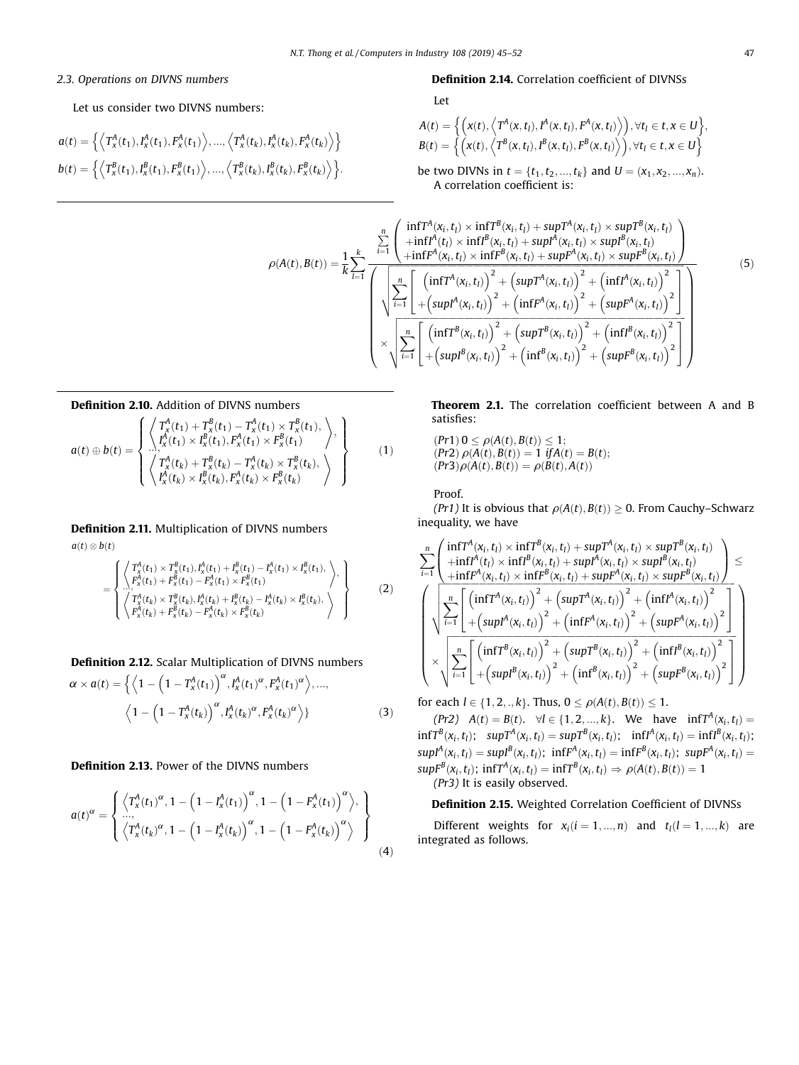### 2.3. Operations on DIVNS numbers

Let us consider two DIVNS numbers:

$$a(t) = \left\{ \left\langle T_x^A(t_1), I_x^A(t_1), F_x^A(t_1) \right\rangle, ..., \left\langle T_x^A(t_k), I_x^A(t_k), F_x^A(t_k) \right\rangle \right\}$$

$$b(t) = \left\{ \left\langle T_x^B(t_1), I_x^B(t_1), F_x^B(t_1) \right\rangle, ..., \left\langle T_x^B(t_k), I_x^B(t_k), F_x^B(t_k) \right\rangle \right\}.$$

**Definition 2.10.** Addition of DIVNS numbers

$$a(t) \oplus b(t) = \left\{ \begin{array}{l} \left\langle \begin{array}{l} T_x^A(t_1) + T_x^B(t_1) - T_x^A(t_1) \times T_x^B(t_1), \\ I_x^A(t_1) \times I_x^B(t_1), F_x^A(t_1) \times F_x^B(t_1) \end{array} \right\rangle, \\ ..., \\ \left\langle \begin{array}{l} T_x^A(t_k) + T_x^B(t_k) - T_x^A(t_k) \times T_x^B(t_k), \\ I_x^A(t_k) \times I_x^B(t_k), F_x^A(t_k) \times F_x^B(t_k) \end{array} \right\rangle \end{array} \right\} \quad (1)$$

**Definition 2.11.** Multiplication of DIVNS numbers

$$a(t) \otimes b(t) = \left\{ \begin{array}{l} \left\langle \begin{array}{l} T_x^A(t_1) \times T_x^B(t_1), I_x^A(t_1) + I_x^B(t_1) - I_x^A(t_1) \times I_x^B(t_1), \\ F_x^A(t_1) + F_x^B(t_1) - F_x^A(t_1) \times F_x^B(t_1) \end{array} \right\rangle, \\ ..., \\ \left\langle \begin{array}{l} T_x^A(t_k) \times T_x^B(t_k), I_x^A(t_k) + I_x^B(t_k) - I_x^A(t_k) \times I_x^B(t_k), \\ F_x^A(t_k) + F_x^B(t_k) - F_x^A(t_k) \times F_x^B(t_k) \end{array} \right\rangle \end{array} \right\} \quad (2)$$

**Definition 2.12.** Scalar Multiplication of DIVNS numbers

$$\alpha \times a(t) = \left\{ \left\langle 1 - \left(1 - T_x^A(t_1)\right)^\alpha, I_x^A(t_1)^\alpha, F_x^A(t_1)^\alpha \right\rangle, ..., \left\langle 1 - \left(1 - T_x^A(t_k)\right)^\alpha, I_x^A(t_k)^\alpha, F_x^A(t_k)^\alpha \right\rangle \right\} \quad (3)$$

**Definition 2.13.** Power of the DIVNS numbers

$$a(t)^\alpha = \left\{ \begin{array}{l} \left\langle T_x^A(t_1)^\alpha, 1 - \left(1 - I_x^A(t_1)\right)^\alpha, 1 - \left(1 - F_x^A(t_1)\right)^\alpha \right\rangle, \\ ..., \\ \left\langle T_x^A(t_k)^\alpha, 1 - \left(1 - I_x^A(t_k)\right)^\alpha, 1 - \left(1 - F_x^A(t_k)\right)^\alpha \right\rangle \end{array} \right\} \quad (4)$$

**Definition 2.14.** Correlation coefficient of DIVNSs

Let

$$A(t) = \left\{ \left( x(t), \left\langle T^A(x, t_l), I^A(x, t_l), F^A(x, t_l) \right\rangle \right), \forall t_l \in t, x \in U \right\},$$
$$B(t) = \left\{ \left( x(t), \left\langle T^B(x, t_l), I^B(x, t_l), F^B(x, t_l) \right\rangle \right), \forall t_l \in t, x \in U \right\}$$

be two DIVNs in $t = \{t_1, t_2, ..., t_k\}$ and $U = (x_1, x_2, ..., x_n)$.
A correlation coefficient is:

$$\rho(A(t), B(t)) = \frac{1}{k} \sum_{l=1}^{k} \frac{\sum_{i=1}^{n} \left( \begin{array}{l} \inf T^A(x_i, t_l) \times \inf T^B(x_i, t_l) + sup T^A(x_i, t_l) \times sup T^B(x_i, t_l) \\ + \inf I^A(t_l) \times \inf I^B(x_i, t_l) + sup I^A(x_i, t_l) \times sup I^B(x_i, t_l) \\ + \inf F^A(x_i, t_l) \times \inf F^B(x_i, t_l) + sup F^A(x_i, t_l) \times sup F^B(x_i, t_l) \end{array} \right)}{\left( \begin{array}{l} \sqrt{\sum_{i=1}^{n} \left[ \begin{array}{l} \left(\inf T^A(x_i, t_l)\right)^2 + \left(sup T^A(x_i, t_l)\right)^2 + \left(\inf I^A(x_i, t_l)\right)^2 \\ + \left(sup I^A(x_i, t_l)\right)^2 + \left(\inf F^A(x_i, t_l)\right)^2 + \left(sup F^A(x_i, t_l)\right)^2 \end{array} \right]} \\ \times \sqrt{\sum_{i=1}^{n} \left[ \begin{array}{l} \left(\inf T^B(x_i, t_l)\right)^2 + \left(sup T^B(x_i, t_l)\right)^2 + \left(\inf I^B(x_i, t_l)\right)^2 \\ + \left(sup I^B(x_i, t_l)\right)^2 + \left(\inf^B(x_i, t_l)\right)^2 + \left(sup F^B(x_i, t_l)\right)^2 \end{array} \right]} \end{array} \right)} \quad (5)$$

**Theorem 2.1.** The correlation coefficient between A and B satisfies:

$(Pr1)\ 0 \le \rho(A(t), B(t)) \le 1;$
$(Pr2)\ \rho(A(t), B(t)) = 1$ if $A(t) = B(t);$
$(Pr3) \rho(A(t), B(t)) = \rho(B(t), A(t))$

Proof.

*(Pr1)* It is obvious that $\rho(A(t), B(t)) \ge 0$. From Cauchy–Schwarz inequality, we have

$$\sum_{i=1}^{n} \left( \begin{array}{l} \inf T^A(x_i, t_l) \times \inf T^B(x_i, t_l) + sup T^A(x_i, t_l) \times sup T^B(x_i, t_l) \\ + \inf I^A(t_l) \times \inf I^B(x_i, t_l) + sup I^A(x_i, t_l) \times sup I^B(x_i, t_l) \\ + \inf F^A(x_i, t_l) \times \inf F^B(x_i, t_l) + sup F^A(x_i, t_l) \times sup F^B(x_i, t_l) \end{array} \right) \le \left( \begin{array}{l} \sqrt{\sum_{i=1}^{n} \left[ \begin{array}{l} \left(\inf T^A(x_i, t_l)\right)^2 + \left(sup T^A(x_i, t_l)\right)^2 + \left(\inf I^A(x_i, t_l)\right)^2 \\ + \left(sup I^A(x_i, t_l)\right)^2 + \left(\inf F^A(x_i, t_l)\right)^2 + \left(sup F^A(x_i, t_l)\right)^2 \end{array} \right]} \\ \times \sqrt{\sum_{i=1}^{n} \left[ \begin{array}{l} \left(\inf T^B(x_i, t_l)\right)^2 + \left(sup T^B(x_i, t_l)\right)^2 + \left(\inf I^B(x_i, t_l)\right)^2 \\ + \left(sup I^B(x_i, t_l)\right)^2 + \left(\inf^B(x_i, t_l)\right)^2 + \left(sup F^B(x_i, t_l)\right)^2 \end{array} \right]} \end{array} \right)$$

for each $l \in \{1, 2, ., k\}$. Thus, $0 \le \rho(A(t), B(t)) \le 1$.

*(Pr2)* $A(t) = B(t)$. $\forall l \in \{1, 2, ..., k\}$. We have $\inf T^A(x_i, t_l) = \inf T^B(x_i, t_l)$; $sup T^A(x_i, t_l) = sup T^B(x_i, t_l)$; $\inf I^A(x_i, t_l) = \inf I^B(x_i, t_l)$; $sup I^A(x_i, t_l) = sup I^B(x_i, t_l)$; $\inf F^A(x_i, t_l) = \inf F^B(x_i, t_l)$; $sup F^A(x_i, t_l) = sup F^B(x_i, t_l)$; $\inf T^A(x_i, t_l) = \inf T^B(x_i, t_l) \Rightarrow \rho(A(t), B(t)) = 1$

*(Pr3)* It is easily observed.

**Definition 2.15.** Weighted Correlation Coefficient of DIVNSs

Different weights for $x_i (i = 1, ..., n)$ and $t_l (l = 1, ..., k)$ are integrated as follows.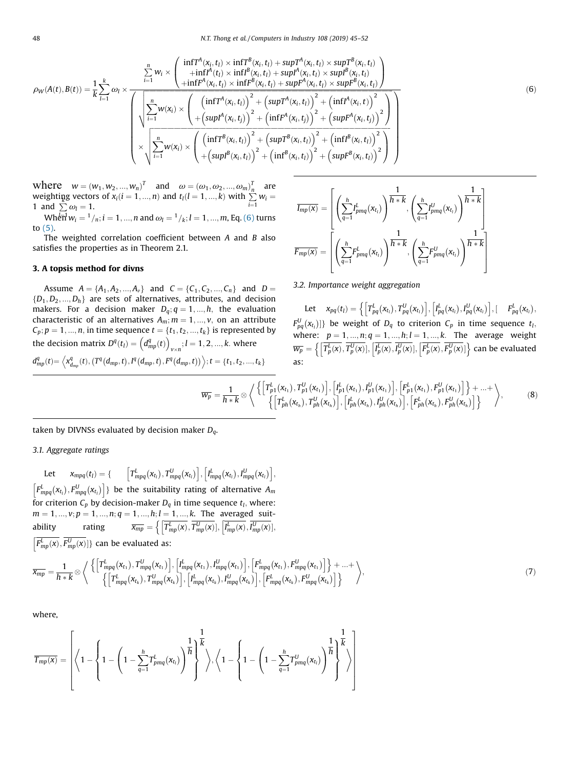$$\rho_W(A(t),B(t)) = \frac{1}{k}\sum_{l=1}^{k}\omega_l \times \frac{\sum_{i=1}^{n} w_i \times \begin{pmatrix} \inf T^A(x_i,t_l)\times \inf T^B(x_i,t_l) + supT^A(x_i,t_l)\times supT^B(x_i,t_l) \\ +\inf I^A(t_l)\times \inf I^B(x_i,t_l) + supI^A(x_i,t_l)\times supI^B(x_i,t_l) \\ +\inf F^A(x_i,t_l)\times \inf F^B(x_i,t_l) + supF^A(x_i,t_l)\times supF^B(x_i,t_l) \end{pmatrix}}{\begin{pmatrix} \sqrt{\sum_{i=1}^{n} w(x_i)\times \begin{pmatrix} \left(\inf T^A(x_i,t_l)\right)^2 + \left(supT^A(x_i,t_l)\right)^2 + \left(\inf I^A(x_i,t)\right)^2 \\ +\left(supI^A(x_i,t_j)\right)^2 + \left(\inf F^A(x_i,t_j)\right)^2 + \left(supF^A(x_i,t_j)\right)^2 \end{pmatrix}} \\ \times \sqrt{\sum_{i=1}^{n} w(x_i)\times \begin{pmatrix} \left(\inf T^B(x_i,t_l)\right)^2 + \left(supT^B(x_i,t_l)\right)^2 + \left(\inf I^B(x_i,t_l)\right)^2 \\ +\left(supI^B(x_i,t_l)\right)^2 + \left(\inf^B(x_i,t_l)\right)^2 + \left(supF^B(x_i,t_l)\right)^2 \end{pmatrix}} \end{pmatrix}} \tag{6}$$

where $w = (w_1, w_2, ..., w_n)^T$ and $\omega = (\omega_1, \omega_2, ..., \omega_m)_n^T$ are weighting vectors of $x_i(i = 1, ..., n)$ and $t_l(l = 1, ..., k)$ with $\sum_{i=1}^{n} w_i = 1$ and $\sum_{l=1}^{k} \omega_l = 1$.

When $w_i = {}^1/_n; i = 1, ..., n$ and $\omega_l = {}^1/_k; l = 1, ..., m$, Eq. (6) turns to (5).

The weighted correlation coefficient between $A$ and $B$ also satisfies the properties as in Theorem 2.1.

## 3. A topsis method for divns

Assume $A = \{A_1, A_2, ..., A_v\}$ and $C = \{C_1, C_2, ..., C_n\}$ and $D = \{D_1, D_2, ..., D_h\}$ are sets of alternatives, attributes, and decision makers. For a decision maker $D_q; q = 1, ..., h$, the evaluation characteristic of an alternatives $A_m; m = 1, ..., v$, on an attribute $C_p; p = 1, ..., n$, in time sequence $t = \{t_1, t_2, ..., t_k\}$ is represented by the decision matrix $D^q(t_l) = \left(d^q_{mp}(t)\right)_{v\times n}; l = 1, 2, ..., k$. where $d^q_{mp}(t) = \left\langle x^q_{d_{mp}}(t), \left(T^q(d_{mp}, t), I^q(d_{mp}, t), F^q(d_{mp}, t)\right)\right\rangle; t = \{t_1, t_2, ..., t_k\}$ taken by DIVNSs evaluated by decision maker $D_q$.

### 3.1. Aggregate ratings

Let $x_{mpq}(t_l) = \{ \left[T^L_{mpq}(x_{t_l}), T^U_{mpq}(x_{t_l})\right], \left[I^L_{mpq}(x_{t_l}), I^U_{mpq}(x_{t_l})\right], \left[F^L_{mpq}(x_{t_l}), F^U_{mpq}(x_{t_l})\right] \}$ be the suitability rating of alternative $A_m$ for criterion $C_p$ by decision-maker $D_q$ in time sequence $t_l$, where: $m = 1, ..., v; p = 1, ..., n; q = 1, ..., h; l = 1, ..., k$. The averaged suitability rating $\overline{x_{mp}} = \left\{ \left[\overline{T^L_{mp}(x)}, \overline{T^U_{mp}(x)}\right], \left[\overline{I^L_{mp}(x)}, \overline{I^U_{mp}(x)}\right], \left[\overline{F^L_{mp}(x)}, \overline{F^U_{mp}(x)}\right]\right\}$ can be evaluated as:

$$\overline{x_{mp}} = \frac{1}{h*k} \otimes \left\langle \begin{matrix} \left\{ \left[T^L_{mpq}(x_{t_1}), T^U_{mpq}(x_{t_1})\right], \left[I^L_{mpq}(x_{t_1}), I^U_{mpq}(x_{t_1})\right], \left[F^L_{mpq}(x_{t_1}), F^U_{mpq}(x_{t_1})\right] \right\} + ... + \\ \left\{ \left[T^L_{mpq}(x_{t_k}), T^U_{mpq}(x_{t_k})\right], \left[I^L_{mpq}(x_{t_k}), I^U_{mpq}(x_{t_k})\right], \left[F^L_{mpq}(x_{t_k}), F^U_{mpq}(x_{t_k})\right] \right\} \end{matrix} \right\rangle, \tag{7}$$

where,

$$\overline{T_{mp}(x)} = \left[ \left\langle 1 - \left\{ 1 - \left( 1 - \sum_{q=1}^{h} T^L_{pmq}(x_{t_l}) \right)^{\frac{1}{h}} \right\}^{\frac{1}{k}} \right\rangle, \left\langle 1 - \left\{ 1 - \left( 1 - \sum_{q=1}^{h} T^U_{pmq}(x_{t_l}) \right)^{\frac{1}{h}} \right\}^{\frac{1}{k}} \right\rangle \right]$$

$$\overline{I_{mp}(x)} = \left[ \left( \sum_{q=1}^{h} I^L_{pmq}(x_{t_l}) \right)^{\frac{1}{h*k}}, \left( \sum_{q=1}^{h} I^U_{pmq}(x_{t_l}) \right)^{\frac{1}{h*k}} \right]$$

$$\overline{F_{mp}(x)} = \left[ \left( \sum_{q=1}^{h} F^L_{pmq}(x_{t_l}) \right)^{\frac{1}{h*k}}, \left( \sum_{q=1}^{h} F^U_{pmq}(x_{t_l}) \right)^{\frac{1}{h*k}} \right]$$

### 3.2. Importance weight aggregation

Let $x_{pq}(t_l) = \left\{ \left[T^L_{pq}(x_{t_l}), T^U_{pq}(x_{t_l})\right], \left[I^L_{pq}(x_{t_l}), I^U_{pq}(x_{t_l})\right], \left[F^L_{pq}(x_{t_l}), F^U_{pq}(x_{t_l})\right]\right\}$ be weight of $D_q$ to criterion $C_p$ in time sequence $t_l$, where: $p = 1, ..., n; q = 1, ..., h; l = 1, ..., k$. The average weight $\overline{w_p} = \left\{ \left[\overline{T^L_p(x)}, \overline{T^U_p(x)}\right], \left[\overline{I^L_p(x)}, \overline{I^U_p(x)}\right], \left[\overline{F^L_p(x)}, \overline{F^U_p(x)}\right]\right\}$ can be evaluated as:

$$\overline{w_p} = \frac{1}{h*k} \otimes \left\langle \begin{matrix} \left\{ \left[T^L_{p1}(x_{t_1}), T^U_{p1}(x_{t_1})\right], \left[I^L_{p1}(x_{t_1}), I^U_{p1}(x_{t_1})\right], \left[F^L_{p1}(x_{t_1}), F^U_{p1}(x_{t_1})\right] \right\} + ... + \\ \left\{ \left[T^L_{ph}(x_{t_h}), T^U_{ph}(x_{t_h})\right], \left[I^L_{ph}(x_{t_h}), I^U_{ph}(x_{t_h})\right], \left[F^L_{ph}(x_{t_h}), F^U_{ph}(x_{t_h})\right] \right\} \end{matrix} \right\rangle, \tag{8}$$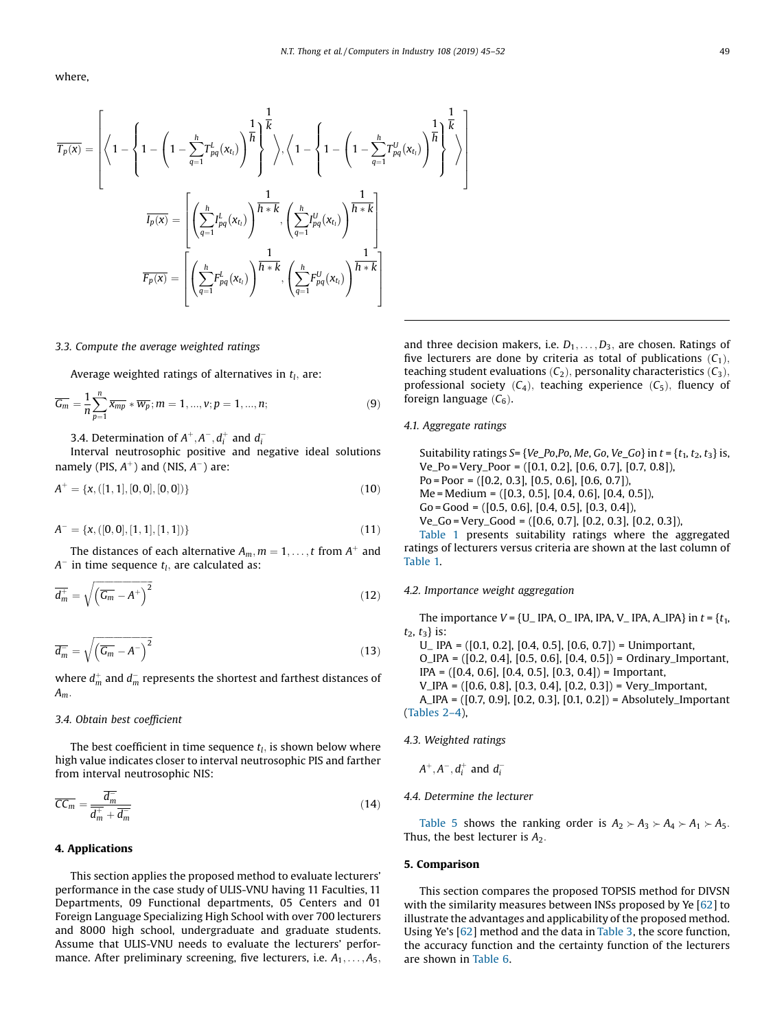where,

$$\overline{T_p(x)} = \left[ \left\langle 1 - \left\{ 1 - \left( 1 - \sum_{q=1}^{h} T_{pq}^{L}(x_{t_l}) \right)^{\frac{1}{h}} \right\}^{\frac{1}{k}} \right\rangle, \left\langle 1 - \left\{ 1 - \left( 1 - \sum_{q=1}^{h} T_{pq}^{U}(x_{t_l}) \right)^{\frac{1}{h}} \right\}^{\frac{1}{k}} \right\rangle \right]$$

$$\overline{I_p(x)} = \left[ \left( \sum_{q=1}^{h} I_{pq}^{L}(x_{t_l}) \right)^{\frac{1}{h*k}}, \left( \sum_{q=1}^{h} I_{pq}^{U}(x_{t_l}) \right)^{\frac{1}{h*k}} \right]$$

$$\overline{F_p(x)} = \left[ \left( \sum_{q=1}^{h} F_{pq}^{L}(x_{t_l}) \right)^{\frac{1}{h*k}}, \left( \sum_{q=1}^{h} F_{pq}^{U}(x_{t_l}) \right)^{\frac{1}{h*k}} \right]$$

### 3.3. Compute the average weighted ratings

Average weighted ratings of alternatives in $t_l$, are:

$$\overline{G_m} = \frac{1}{n} \sum_{p=1}^{n} \overline{x_{mp}} * \overline{w_p}; m = 1, ..., v; p = 1, ..., n; \tag{9}$$

3.4. Determination of $A^+, A^-, d_i^+$ and $d_i^-$

Interval neutrosophic positive and negative ideal solutions namely (PIS, $A^+$) and (NIS, $A^-$) are:

$$A^+ = \{x, ([1, 1], [0, 0], [0, 0])\} \tag{10}$$

$$A^- = \{x, ([0, 0], [1, 1], [1, 1])\} \tag{11}$$

The distances of each alternative $A_m, m = 1, \ldots, t$ from $A^+$ and $A^-$ in time sequence $t_l$, are calculated as:

$$\overline{d_m^+} = \sqrt{\left(\overline{G_m} - A^+\right)^2} \tag{12}$$

$$\overline{d_m^-} = \sqrt{\left(\overline{G_m} - A^-\right)^2} \tag{13}$$

where $d_m^+$ and $d_m^-$ represents the shortest and farthest distances of $A_m$.

### 3.4. Obtain best coefficient

The best coefficient in time sequence $t_l$, is shown below where high value indicates closer to interval neutrosophic PIS and farther from interval neutrosophic NIS:

$$\overline{CC_m} = \frac{\overline{d_m^-}}{\overline{d_m^+} + \overline{d_m^-}} \tag{14}$$

## 4. Applications

This section applies the proposed method to evaluate lecturers' performance in the case study of ULIS-VNU having 11 Faculties, 11 Departments, 09 Functional departments, 05 Centers and 01 Foreign Language Specializing High School with over 700 lecturers and 8000 high school, undergraduate and graduate students. Assume that ULIS-VNU needs to evaluate the lecturers' performance. After preliminary screening, five lecturers, i.e. $A_1, \ldots, A_5$, and three decision makers, i.e. $D_1, \ldots, D_3$, are chosen. Ratings of five lecturers are done by criteria as total of publications ($C_1$), teaching student evaluations ($C_2$), personality characteristics ($C_3$), professional society ($C_4$), teaching experience ($C_5$), fluency of foreign language ($C_6$).

### 4.1. Aggregate ratings

Suitability ratings *S*= {*Ve_Po*,*Po*, *Me*, *Go*, *Ve_Go*} in *t* = {$t_1$, $t_2$, $t_3$} is,
Ve_Po = Very_Poor = ([0.1, 0.2], [0.6, 0.7], [0.7, 0.8]),
Po = Poor = ([0.2, 0.3], [0.5, 0.6], [0.6, 0.7]),
Me = Medium = ([0.3, 0.5], [0.4, 0.6], [0.4, 0.5]),
Go = Good = ([0.5, 0.6], [0.4, 0.5], [0.3, 0.4]),
Ve_Go = Very_Good = ([0.6, 0.7], [0.2, 0.3], [0.2, 0.3]),

Table 1 presents suitability ratings where the aggregated ratings of lecturers versus criteria are shown at the last column of Table 1.

### 4.2. Importance weight aggregation

The importance *V* = {U_ IPA, O_ IPA, IPA, V_ IPA, A_IPA} in *t* = {$t_1$, $t_2$, $t_3$} is:
U_ IPA = ([0.1, 0.2], [0.4, 0.5], [0.6, 0.7]) = Unimportant,
O_IPA = ([0.2, 0.4], [0.5, 0.6], [0.4, 0.5]) = Ordinary_Important,
IPA = ([0.4, 0.6], [0.4, 0.5], [0.3, 0.4]) = Important,
V_IPA = ([0.6, 0.8], [0.3, 0.4], [0.2, 0.3]) = Very_Important,
A_IPA = ([0.7, 0.9], [0.2, 0.3], [0.1, 0.2]) = Absolutely_Important (Tables 2–4),

### 4.3. Weighted ratings

$A^+, A^-, d_i^+$ and $d_i^-$

### 4.4. Determine the lecturer

Table 5 shows the ranking order is $A_2 \succ A_3 \succ A_4 \succ A_1 \succ A_5$. Thus, the best lecturer is $A_2$.

## 5. Comparison

This section compares the proposed TOPSIS method for DIVSN with the similarity measures between INSs proposed by Ye [62] to illustrate the advantages and applicability of the proposed method. Using Ye's [62] method and the data in Table 3, the score function, the accuracy function and the certainty function of the lecturers are shown in Table 6.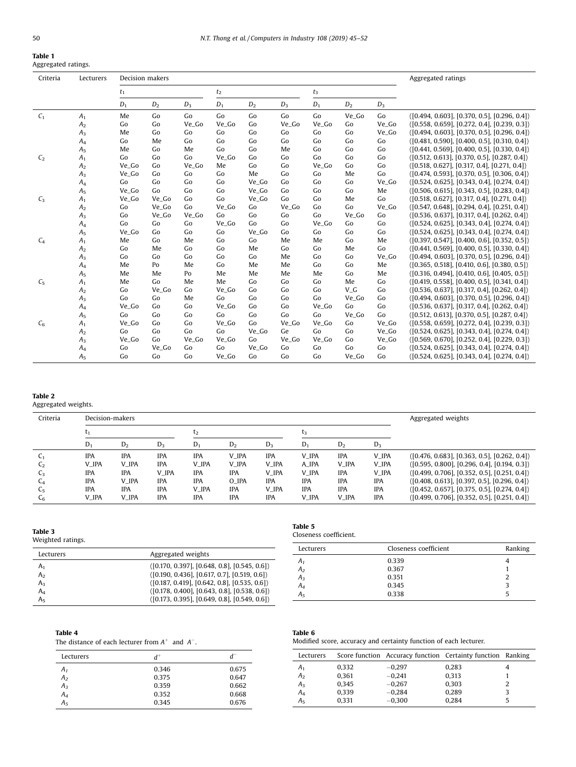**Table 1**
Aggregated ratings.

| Criteria | Lecturers | Decision makers | | | | | | | | | Aggregated ratings |
|---|---|---|---|---|---|---|---|---|---|---|---|
| | | $t_1$ | | | $t_2$ | | | $t_3$ | | | |
| | | $D_1$ | $D_2$ | $D_3$ | $D_1$ | $D_2$ | $D_3$ | $D_1$ | $D_2$ | $D_3$ | |
| $C_1$ | $A_1$ | Me | Go | Go | Go | Go | Go | Go | Ve_Go | Go | ([0.494, 0.603], [0.370, 0.5], [0.296, 0.4]) |
| | $A_2$ | Go | Go | Ve_Go | Ve_Go | Go | Ve_Go | Ve_Go | Go | Ve_Go | ([0.558, 0.659], [0.272, 0.4], [0.239, 0.3]) |
| | $A_3$ | Me | Go | Go | Go | Go | Go | Go | Go | Ve_Go | ([0.494, 0.603], [0.370, 0.5], [0.296, 0.4]) |
| | $A_4$ | Go | Me | Go | Go | Go | Go | Go | Go | Go | ([0.481, 0.590], [0.400, 0.5], [0.310, 0.4]) |
| | $A_5$ | Me | Go | Me | Go | Go | Me | Go | Go | Go | ([0.441, 0.569], [0.400, 0.5], [0.330, 0.4]) |
| $C_2$ | $A_1$ | Go | Go | Go | Ve_Go | Go | Go | Go | Go | Go | ([0.512, 0.613], [0.370, 0.5], [0.287, 0.4]) |
| | $A_2$ | Ve_Go | Go | Ve_Go | Me | Go | Go | Ve_Go | Go | Go | ([0.518, 0.627], [0.317, 0.4], [0.271, 0.4]) |
| | $A_3$ | Ve_Go | Go | Go | Go | Me | Go | Go | Me | Go | ([0.474, 0.593], [0.370, 0.5], [0.306, 0.4]) |
| | $A_4$ | Go | Go | Go | Go | Ve_Go | Go | Go | Go | Ve_Go | ([0.524, 0.625], [0.343, 0.4], [0.274, 0.4]) |
| | $A_5$ | Ve_Go | Go | Go | Go | Ve_Go | Go | Go | Go | Me | ([0.506, 0.615], [0.343, 0.5], [0.283, 0.4]) |
| $C_3$ | $A_1$ | Ve_Go | Ve_Go | Go | Go | Ve_Go | Go | Go | Me | Go | ([0.518, 0.627], [0.317, 0.4], [0.271, 0.4]) |
| | $A_2$ | Go | Ve_Go | Go | Ve_Go | Go | Ve_Go | Go | Go | Ve_Go | ([0.547, 0.648], [0.294, 0.4], [0.251, 0.4]) |
| | $A_3$ | Go | Ve_Go | Ve_Go | Go | Go | Go | Go | Ve_Go | Go | ([0.536, 0.637], [0.317, 0.4], [0.262, 0.4]) |
| | $A_4$ | Go | Go | Go | Ve_Go | Go | Go | Ve_Go | Go | Go | ([0.524, 0.625], [0.343, 0.4], [0.274, 0.4]) |
| | $A_5$ | Ve_Go | Go | Go | Go | Ve_Go | Go | Go | Go | Go | ([0.524, 0.625], [0.343, 0.4], [0.274, 0.4]) |
| $C_4$ | $A_1$ | Me | Go | Me | Go | Go | Me | Me | Go | Me | ([0.397, 0.547], [0.400, 0.6], [0.352, 0.5]) |
| | $A_2$ | Go | Me | Go | Go | Me | Go | Go | Me | Go | ([0.441, 0.569], [0.400, 0.5], [0.330, 0.4]) |
| | $A_3$ | Go | Go | Go | Go | Go | Me | Go | Go | Ve_Go | ([0.494, 0.603], [0.370, 0.5], [0.296, 0.4]) |
| | $A_4$ | Me | Po | Me | Go | Me | Me | Go | Go | Me | ([0.365, 0.518], [0.410, 0.6], [0.380, 0.5]) |
| | $A_5$ | Me | Me | Po | Me | Me | Me | Me | Go | Me | ([0.316, 0.494], [0.410, 0.6], [0.405, 0.5]) |
| $C_5$ | $A_1$ | Me | Go | Me | Me | Go | Go | Go | Me | Go | ([0.419, 0.558], [0.400, 0.5], [0.341, 0.4]) |
| | $A_2$ | Go | Ve_Go | Go | Ve_Go | Go | Go | Go | V_G | Go | ([0.536, 0.637], [0.317, 0.4], [0.262, 0.4]) |
| | $A_3$ | Go | Go | Me | Go | Go | Go | Go | Ve_Go | Go | ([0.494, 0.603], [0.370, 0.5], [0.296, 0.4]) |
| | $A_4$ | Ve_Go | Go | Go | Ve_Go | Go | Go | Ve_Go | Go | Go | ([0.536, 0.637], [0.317, 0.4], [0.262, 0.4]) |
| | $A_5$ | Go | Go | Go | Go | Go | Go | Go | Ve_Go | Go | ([0.512, 0.613], [0.370, 0.5], [0.287, 0.4]) |
| $C_6$ | $A_1$ | Ve_Go | Go | Go | Ve_Go | Go | Ve_Go | Ve_Go | Go | Ve_Go | ([0.558, 0.659], [0.272, 0.4], [0.239, 0.3]) |
| | $A_2$ | Go | Go | Go | Go | Ve_Go | Ge | Go | Go | Ve_Go | ([0.524, 0.625], [0.343, 0.4], [0.274, 0.4]) |
| | $A_3$ | Ve_Go | Go | Ve_Go | Ve_Go | Go | Ve_Go | Ve_Go | Go | Ve_Go | ([0.569, 0.670], [0.252, 0.4], [0.229, 0.3]) |
| | $A_4$ | Go | Ve_Go | Go | Go | Ve_Go | Go | Go | Go | Go | ([0.524, 0.625], [0.343, 0.4], [0.274, 0.4]) |
| | $A_5$ | Go | Go | Go | Ve_Go | Go | Go | Go | Ve_Go | Go | ([0.524, 0.625], [0.343, 0.4], [0.274, 0.4]) |

**Table 2**
Aggregated weights.

| Criteria | Decision-makers | | | | | | | | | Aggregated weights |
|---|---|---|---|---|---|---|---|---|---|---|
| | $t_1$ | | | $t_2$ | | | $t_3$ | | | |
| | $D_1$ | $D_2$ | $D_3$ | $D_1$ | $D_2$ | $D_3$ | $D_1$ | $D_2$ | $D_3$ | |
| $C_1$ | IPA | IPA | IPA | IPA | V_IPA | IPA | V_IPA | IPA | V_IPA | ([0.476, 0.683], [0.363, 0.5], [0.262, 0.4]) |
| $C_2$ | V_IPA | V_IPA | IPA | V_IPA | V_IPA | V_IPA | A_IPA | V_IPA | V_IPA | ([0.595, 0.800], [0.296, 0.4], [0.194, 0.3]) |
| $C_3$ | IPA | IPA | V_IPA | IPA | IPA | V_IPA | V_IPA | IPA | V_IPA | ([0.499, 0.706], [0.352, 0.5], [0.251, 0.4]) |
| $C_4$ | IPA | V_IPA | IPA | IPA | O_IPA | IPA | IPA | IPA | IPA | ([0.408, 0.613], [0.397, 0.5], [0.296, 0.4]) |
| $C_5$ | IPA | IPA | IPA | V_IPA | IPA | V_IPA | IPA | IPA | IPA | ([0.452, 0.657], [0.375, 0.5], [0.274, 0.4]) |
| $C_6$ | V_IPA | V_IPA | IPA | IPA | IPA | IPA | V_IPA | V_IPA | IPA | ([0.499, 0.706], [0.352, 0.5], [0.251, 0.4]) |

**Table 3**
Weighted ratings.

| Lecturers | Aggregated weights |
|---|---|
| $A_1$ | ([0.170, 0.397], [0.648, 0.8], [0.545, 0.6]) |
| $A_2$ | ([0.190, 0.436], [0.617, 0.7], [0.519, 0.6]) |
| $A_3$ | ([0.187, 0.419], [0.642, 0.8], [0.535, 0.6]) |
| $A_4$ | ([0.178, 0.400], [0.643, 0.8], [0.538, 0.6]) |
| $A_5$ | ([0.173, 0.395], [0.649, 0.8], [0.549, 0.6]) |

**Table 4**
The distance of each lecturer from $A^+$ and $A^-$.

| Lecturers | $d^+$ | $d^-$ |
|---|---|---|
| $A_1$ | 0.346 | 0.675 |
| $A_2$ | 0.375 | 0.647 |
| $A_3$ | 0.359 | 0.662 |
| $A_4$ | 0.352 | 0.668 |
| $A_5$ | 0.345 | 0.676 |

**Table 5**
Closeness coefficient.

| Lecturers | Closeness coefficient | Ranking |
|---|---|---|
| $A_1$ | 0.339 | 4 |
| $A_2$ | 0.367 | 1 |
| $A_3$ | 0.351 | 2 |
| $A_4$ | 0.345 | 3 |
| $A_5$ | 0.338 | 5 |

**Table 6**
Modified score, accuracy and certainty function of each lecturer.

| Lecturers | Score function | Accuracy function | Certainty function | Ranking |
|---|---|---|---|---|
| $A_1$ | 0,332 | −0,297 | 0,283 | 4 |
| $A_2$ | 0,361 | −0,241 | 0,313 | 1 |
| $A_3$ | 0,345 | −0,267 | 0,303 | 2 |
| $A_4$ | 0,339 | −0,284 | 0,289 | 3 |
| $A_5$ | 0,331 | −0,300 | 0,284 | 5 |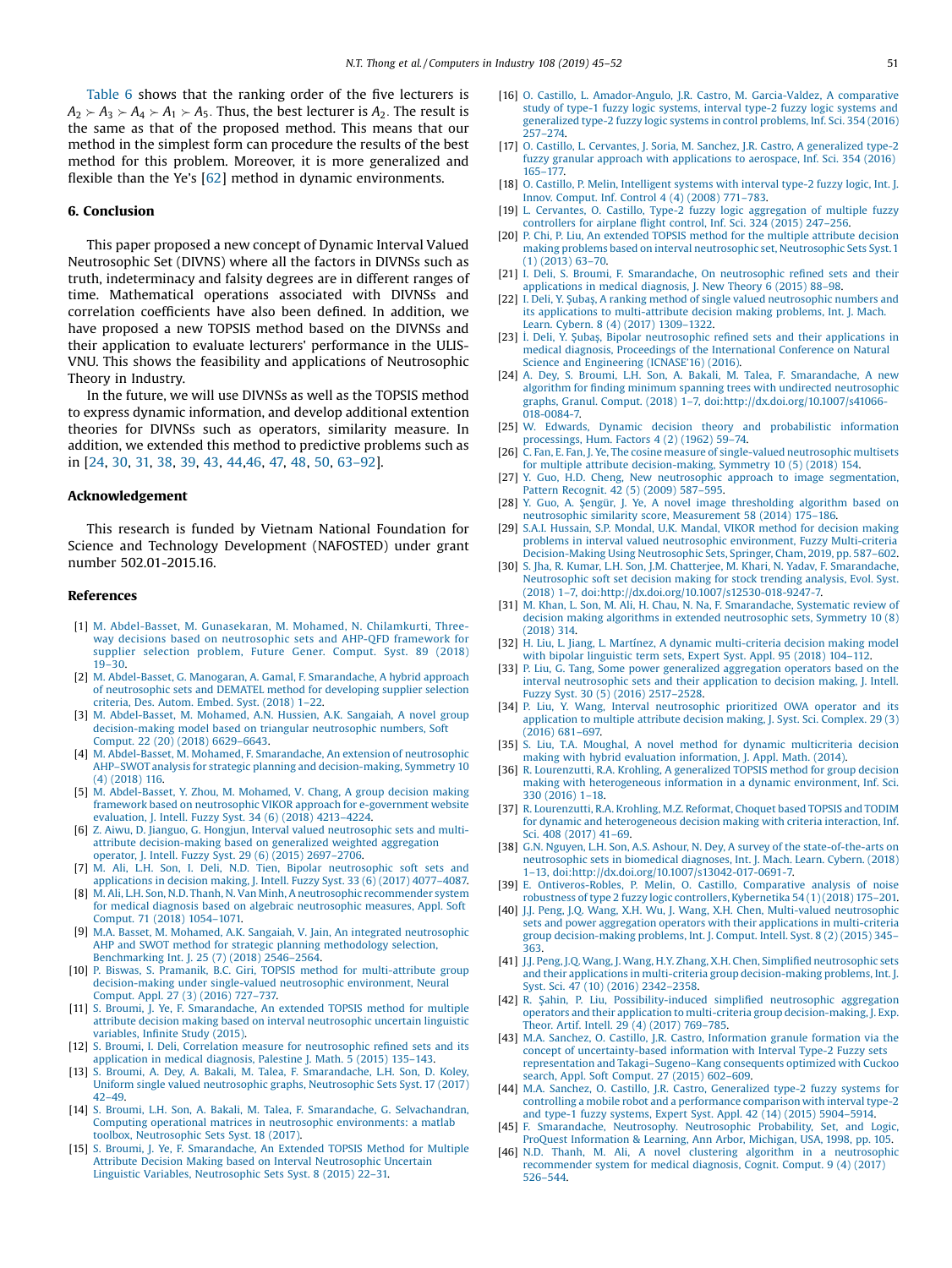Table 6 shows that the ranking order of the five lecturers is $A_2 \succ A_3 \succ A_4 \succ A_1 \succ A_5$. Thus, the best lecturer is $A_2$. The result is the same as that of the proposed method. This means that our method in the simplest form can procedure the results of the best method for this problem. Moreover, it is more generalized and flexible than the Ye's [62] method in dynamic environments.

## 6. Conclusion

This paper proposed a new concept of Dynamic Interval Valued Neutrosophic Set (DIVNS) where all the factors in DIVNSs such as truth, indeterminacy and falsity degrees are in different ranges of time. Mathematical operations associated with DIVNSs and correlation coefficients have also been defined. In addition, we have proposed a new TOPSIS method based on the DIVNSs and their application to evaluate lecturers' performance in the ULIS-VNU. This shows the feasibility and applications of Neutrosophic Theory in Industry.

In the future, we will use DIVNSs as well as the TOPSIS method to express dynamic information, and develop additional extention theories for DIVNSs such as operators, similarity measure. In addition, we extended this method to predictive problems such as in [24, 30, 31, 38, 39, 43, 44,46, 47, 48, 50, 63–92].

## Acknowledgement

This research is funded by Vietnam National Foundation for Science and Technology Development (NAFOSTED) under grant number 502.01-2015.16.

## References

[1] M. Abdel-Basset, M. Gunasekaran, M. Mohamed, N. Chilamkurti, Three-way decisions based on neutrosophic sets and AHP-QFD framework for supplier selection problem, Future Gener. Comput. Syst. 89 (2018) 19–30.

[2] M. Abdel-Basset, G. Manogaran, A. Gamal, F. Smarandache, A hybrid approach of neutrosophic sets and DEMATEL method for developing supplier selection criteria, Des. Autom. Embed. Syst. (2018) 1–22.

[3] M. Abdel-Basset, M. Mohamed, A.N. Hussien, A.K. Sangaiah, A novel group decision-making model based on triangular neutrosophic numbers, Soft Comput. 22 (20) (2018) 6629–6643.

[4] M. Abdel-Basset, M. Mohamed, F. Smarandache, An extension of neutrosophic AHP–SWOT analysis for strategic planning and decision-making, Symmetry 10 (4) (2018) 116.

[5] M. Abdel-Basset, Y. Zhou, M. Mohamed, V. Chang, A group decision making framework based on neutrosophic VIKOR approach for e-government website evaluation, J. Intell. Fuzzy Syst. 34 (6) (2018) 4213–4224.

[6] Z. Aiwu, D. Jianguo, G. Hongjun, Interval valued neutrosophic sets and multi-attribute decision-making based on generalized weighted aggregation operator, J. Intell. Fuzzy Syst. 29 (6) (2015) 2697–2706.

[7] M. Ali, L.H. Son, I. Deli, N.D. Tien, Bipolar neutrosophic soft sets and applications in decision making, J. Intell. Fuzzy Syst. 33 (6) (2017) 4077–4087.

[8] M. Ali, L.H. Son, N.D. Thanh, N. Van Minh, A neutrosophic recommender system for medical diagnosis based on algebraic neutrosophic measures, Appl. Soft Comput. 71 (2018) 1054–1071.

[9] M.A. Basset, M. Mohamed, A.K. Sangaiah, V. Jain, An integrated neutrosophic AHP and SWOT method for strategic planning methodology selection, Benchmarking Int. J. 25 (7) (2018) 2546–2564.

[10] P. Biswas, S. Pramanik, B.C. Giri, TOPSIS method for multi-attribute group decision-making under single-valued neutrosophic environment, Neural Comput. Appl. 27 (3) (2016) 727–737.

[11] S. Broumi, J. Ye, F. Smarandache, An extended TOPSIS method for multiple attribute decision making based on interval neutrosophic uncertain linguistic variables, Infinite Study (2015).

[12] S. Broumi, I. Deli, Correlation measure for neutrosophic refined sets and its application in medical diagnosis, Palestine J. Math. 5 (2015) 135–143.

[13] S. Broumi, A. Dey, A. Bakali, M. Talea, F. Smarandache, L.H. Son, D. Koley, Uniform single valued neutrosophic graphs, Neutrosophic Sets Syst. 17 (2017) 42–49.

[14] S. Broumi, L.H. Son, A. Bakali, M. Talea, F. Smarandache, G. Selvachandran, Computing operational matrices in neutrosophic environments: a matlab toolbox, Neutrosophic Sets Syst. 18 (2017).

[15] S. Broumi, J. Ye, F. Smarandache, An Extended TOPSIS Method for Multiple Attribute Decision Making based on Interval Neutrosophic Uncertain Linguistic Variables, Neutrosophic Sets Syst. 8 (2015) 22–31.

[16] O. Castillo, L. Amador-Angulo, J.R. Castro, M. Garcia-Valdez, A comparative study of type-1 fuzzy logic systems, interval type-2 fuzzy logic systems and generalized type-2 fuzzy logic systems in control problems, Inf. Sci. 354 (2016) 257–274.

[17] O. Castillo, L. Cervantes, J. Soria, M. Sanchez, J.R. Castro, A generalized type-2 fuzzy granular approach with applications to aerospace, Inf. Sci. 354 (2016) 165–177.

[18] O. Castillo, P. Melin, Intelligent systems with interval type-2 fuzzy logic, Int. J. Innov. Comput. Inf. Control 4 (4) (2008) 771–783.

[19] L. Cervantes, O. Castillo, Type-2 fuzzy logic aggregation of multiple fuzzy controllers for airplane flight control, Inf. Sci. 324 (2015) 247–256.

[20] P. Chi, P. Liu, An extended TOPSIS method for the multiple attribute decision making problems based on interval neutrosophic set, Neutrosophic Sets Syst. 1 (1) (2013) 63–70.

[21] I. Deli, S. Broumi, F. Smarandache, On neutrosophic refined sets and their applications in medical diagnosis, J. New Theory 6 (2015) 88–98.

[22] I. Deli, Y. Şubaş, A ranking method of single valued neutrosophic numbers and its applications to multi-attribute decision making problems, Int. J. Mach. Learn. Cybern. 8 (4) (2017) 1309–1322.

[23] İ. Deli, Y. Şubaş, Bipolar neutrosophic refined sets and their applications in medical diagnosis, Proceedings of the International Conference on Natural Science and Engineering (ICNASE'16) (2016).

[24] A. Dey, S. Broumi, L.H. Son, A. Bakali, M. Talea, F. Smarandache, A new algorithm for finding minimum spanning trees with undirected neutrosophic graphs, Granul. Comput. (2018) 1–7, doi:http://dx.doi.org/10.1007/s41066-018-0084-7.

[25] W. Edwards, Dynamic decision theory and probabilistic information processings, Hum. Factors 4 (2) (1962) 59–74.

[26] C. Fan, E. Fan, J. Ye, The cosine measure of single-valued neutrosophic multisets for multiple attribute decision-making, Symmetry 10 (5) (2018) 154.

[27] Y. Guo, H.D. Cheng, New neutrosophic approach to image segmentation, Pattern Recognit. 42 (5) (2009) 587–595.

[28] Y. Guo, A. Şengür, J. Ye, A novel image thresholding algorithm based on neutrosophic similarity score, Measurement 58 (2014) 175–186.

[29] S.A.I. Hussain, S.P. Mondal, U.K. Mandal, VIKOR method for decision making problems in interval valued neutrosophic environment, Fuzzy Multi-criteria Decision-Making Using Neutrosophic Sets, Springer, Cham, 2019, pp. 587–602.

[30] S. Jha, R. Kumar, L.H. Son, J.M. Chatterjee, M. Khari, N. Yadav, F. Smarandache, Neutrosophic soft set decision making for stock trending analysis, Evol. Syst. (2018) 1–7, doi:http://dx.doi.org/10.1007/s12530-018-9247-7.

[31] M. Khan, L. Son, M. Ali, H. Chau, N. Na, F. Smarandache, Systematic review of decision making algorithms in extended neutrosophic sets, Symmetry 10 (8) (2018) 314.

[32] H. Liu, L. Jiang, L. Martínez, A dynamic multi-criteria decision making model with bipolar linguistic term sets, Expert Syst. Appl. 95 (2018) 104–112.

[33] P. Liu, G. Tang, Some power generalized aggregation operators based on the interval neutrosophic sets and their application to decision making, J. Intell. Fuzzy Syst. 30 (5) (2016) 2517–2528.

[34] P. Liu, Y. Wang, Interval neutrosophic prioritized OWA operator and its application to multiple attribute decision making, J. Syst. Sci. Complex. 29 (3) (2016) 681–697.

[35] S. Liu, T.A. Moughal, A novel method for dynamic multicriteria decision making with hybrid evaluation information, J. Appl. Math. (2014).

[36] R. Lourenzutti, R.A. Krohling, A generalized TOPSIS method for group decision making with heterogeneous information in a dynamic environment, Inf. Sci. 330 (2016) 1–18.

[37] R. Lourenzutti, R.A. Krohling, M.Z. Reformat, Choquet based TOPSIS and TODIM for dynamic and heterogeneous decision making with criteria interaction, Inf. Sci. 408 (2017) 41–69.

[38] G.N. Nguyen, L.H. Son, A.S. Ashour, N. Dey, A survey of the state-of-the-arts on neutrosophic sets in biomedical diagnoses, Int. J. Mach. Learn. Cybern. (2018) 1–13, doi:http://dx.doi.org/10.1007/s13042-017-0691-7.

[39] E. Ontiveros-Robles, P. Melin, O. Castillo, Comparative analysis of noise robustness of type 2 fuzzy logic controllers, Kybernetika 54 (1) (2018) 175–201.

[40] J.J. Peng, J.Q. Wang, X.H. Wu, J. Wang, X.H. Chen, Multi-valued neutrosophic sets and power aggregation operators with their applications in multi-criteria group decision-making problems, Int. J. Comput. Intell. Syst. 8 (2) (2015) 345–363.

[41] J.J. Peng, J.Q. Wang, J. Wang, H.Y. Zhang, X.H. Chen, Simplified neutrosophic sets and their applications in multi-criteria group decision-making problems, Int. J. Syst. Sci. 47 (10) (2016) 2342–2358.

[42] R. Şahin, P. Liu, Possibility-induced simplified neutrosophic aggregation operators and their application to multi-criteria group decision-making, J. Exp. Theor. Artif. Intell. 29 (4) (2017) 769–785.

[43] M.A. Sanchez, O. Castillo, J.R. Castro, Information granule formation via the concept of uncertainty-based information with Interval Type-2 Fuzzy sets representation and Takagi–Sugeno–Kang consequents optimized with Cuckoo search, Appl. Soft Comput. 27 (2015) 602–609.

[44] M.A. Sanchez, O. Castillo, J.R. Castro, Generalized type-2 fuzzy systems for controlling a mobile robot and a performance comparison with interval type-2 and type-1 fuzzy systems, Expert Syst. Appl. 42 (14) (2015) 5904–5914.

[45] F. Smarandache, Neutrosophy. Neutrosophic Probability, Set, and Logic, ProQuest Information & Learning, Ann Arbor, Michigan, USA, 1998, pp. 105.

[46] N.D. Thanh, M. Ali, A novel clustering algorithm in a neutrosophic recommender system for medical diagnosis, Cognit. Comput. 9 (4) (2017) 526–544.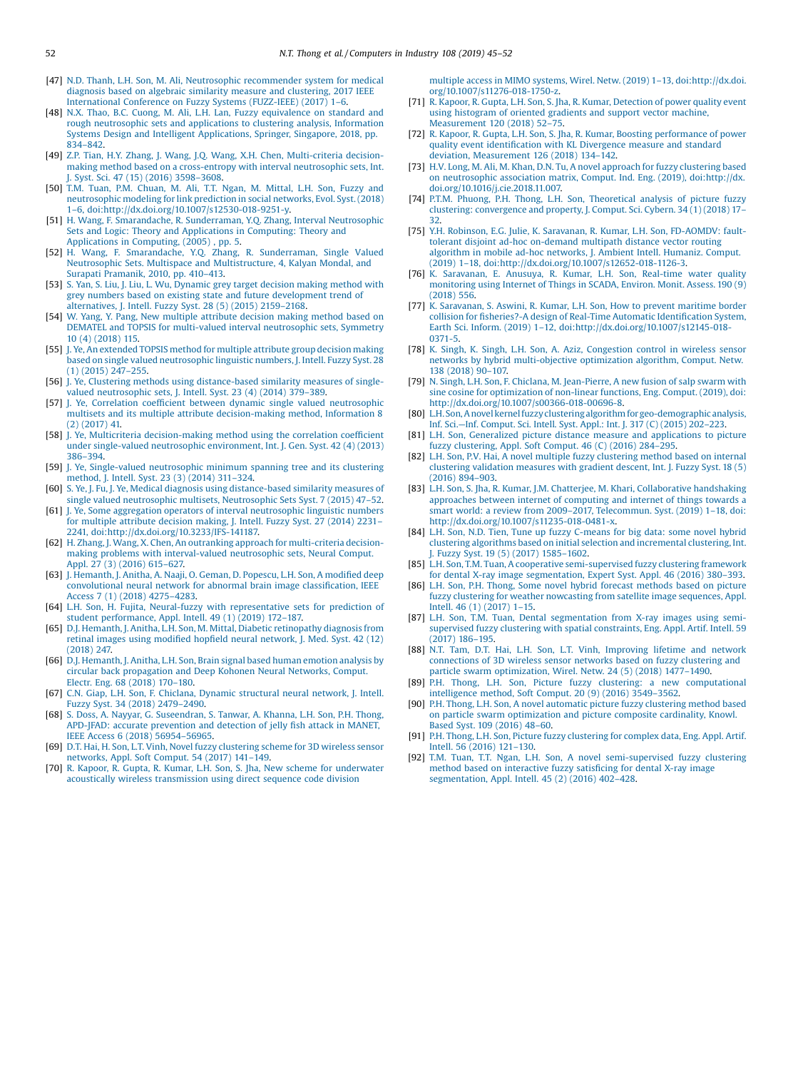[47] N.D. Thanh, L.H. Son, M. Ali, Neutrosophic recommender system for medical diagnosis based on algebraic similarity measure and clustering, 2017 IEEE International Conference on Fuzzy Systems (FUZZ-IEEE) (2017) 1–6.

[48] N.X. Thao, B.C. Cuong, M. Ali, L.H. Lan, Fuzzy equivalence on standard and rough neutrosophic sets and applications to clustering analysis, Information Systems Design and Intelligent Applications, Springer, Singapore, 2018, pp. 834–842.

[49] Z.P. Tian, H.Y. Zhang, J. Wang, J.Q. Wang, X.H. Chen, Multi-criteria decision-making method based on a cross-entropy with interval neutrosophic sets, Int. J. Syst. Sci. 47 (15) (2016) 3598–3608.

[50] T.M. Tuan, P.M. Chuan, M. Ali, T.T. Ngan, M. Mittal, L.H. Son, Fuzzy and neutrosophic modeling for link prediction in social networks, Evol. Syst. (2018) 1–6, doi:http://dx.doi.org/10.1007/s12530-018-9251-y.

[51] H. Wang, F. Smarandache, R. Sunderraman, Y.Q. Zhang, Interval Neutrosophic Sets and Logic: Theory and Applications in Computing: Theory and Applications in Computing, (2005) , pp. 5.

[52] H. Wang, F. Smarandache, Y.Q. Zhang, R. Sunderraman, Single Valued Neutrosophic Sets. Multispace and Multistructure, 4, Kalyan Mondal, and Surapati Pramanik, 2010, pp. 410–413.

[53] S. Yan, S. Liu, J. Liu, L. Wu, Dynamic grey target decision making method with grey numbers based on existing state and future development trend of alternatives, J. Intell. Fuzzy Syst. 28 (5) (2015) 2159–2168.

[54] W. Yang, Y. Pang, New multiple attribute decision making method based on DEMATEL and TOPSIS for multi-valued interval neutrosophic sets, Symmetry 10 (4) (2018) 115.

[55] J. Ye, An extended TOPSIS method for multiple attribute group decision making based on single valued neutrosophic linguistic numbers, J. Intell. Fuzzy Syst. 28 (1) (2015) 247–255.

[56] J. Ye, Clustering methods using distance-based similarity measures of single-valued neutrosophic sets, J. Intell. Syst. 23 (4) (2014) 379–389.

[57] J. Ye, Correlation coefficient between dynamic single valued neutrosophic multisets and its multiple attribute decision-making method, Information 8 (2) (2017) 41.

[58] J. Ye, Multicriteria decision-making method using the correlation coefficient under single-valued neutrosophic environment, Int. J. Gen. Syst. 42 (4) (2013) 386–394.

[59] J. Ye, Single-valued neutrosophic minimum spanning tree and its clustering method, J. Intell. Syst. 23 (3) (2014) 311–324.

[60] S. Ye, J. Fu, J. Ye, Medical diagnosis using distance-based similarity measures of single valued neutrosophic multisets, Neutrosophic Sets Syst. 7 (2015) 47–52.

[61] J. Ye, Some aggregation operators of interval neutrosophic linguistic numbers for multiple attribute decision making, J. Intell. Fuzzy Syst. 27 (2014) 2231–2241, doi:http://dx.doi.org/10.3233/IFS-141187.

[62] H. Zhang, J. Wang, X. Chen, An outranking approach for multi-criteria decision-making problems with interval-valued neutrosophic sets, Neural Comput. Appl. 27 (3) (2016) 615–627.

[63] J. Hemanth, J. Anitha, A. Naaji, O. Geman, D. Popescu, L.H. Son, A modified deep convolutional neural network for abnormal brain image classification, IEEE Access 7 (1) (2018) 4275–4283.

[64] L.H. Son, H. Fujita, Neural-fuzzy with representative sets for prediction of student performance, Appl. Intell. 49 (1) (2019) 172–187.

[65] D.J. Hemanth, J. Anitha, L.H. Son, M. Mittal, Diabetic retinopathy diagnosis from retinal images using modified hopfield neural network, J. Med. Syst. 42 (12) (2018) 247.

[66] D.J. Hemanth, J. Anitha, L.H. Son, Brain signal based human emotion analysis by circular back propagation and Deep Kohonen Neural Networks, Comput. Electr. Eng. 68 (2018) 170–180.

[67] C.N. Giap, L.H. Son, F. Chiclana, Dynamic structural neural network, J. Intell. Fuzzy Syst. 34 (2018) 2479–2490.

[68] S. Doss, A. Nayyar, G. Suseendran, S. Tanwar, A. Khanna, L.H. Son, P.H. Thong, APD-JFAD: accurate prevention and detection of jelly fish attack in MANET, IEEE Access 6 (2018) 56954–56965.

[69] D.T. Hai, H. Son, L.T. Vinh, Novel fuzzy clustering scheme for 3D wireless sensor networks, Appl. Soft Comput. 54 (2017) 141–149.

[70] R. Kapoor, R. Gupta, R. Kumar, L.H. Son, S. Jha, New scheme for underwater acoustically wireless transmission using direct sequence code division multiple access in MIMO systems, Wirel. Netw. (2019) 1–13, doi:http://dx.doi.org/10.1007/s11276-018-1750-z.

[71] R. Kapoor, R. Gupta, L.H. Son, S. Jha, R. Kumar, Detection of power quality event using histogram of oriented gradients and support vector machine, Measurement 120 (2018) 52–75.

[72] R. Kapoor, R. Gupta, L.H. Son, S. Jha, R. Kumar, Boosting performance of power quality event identification with KL Divergence measure and standard deviation, Measurement 126 (2018) 134–142.

[73] H.V. Long, M. Ali, M. Khan, D.N. Tu, A novel approach for fuzzy clustering based on neutrosophic association matrix, Comput. Ind. Eng. (2019), doi:http://dx.doi.org/10.1016/j.cie.2018.11.007.

[74] P.T.M. Phuong, P.H. Thong, L.H. Son, Theoretical analysis of picture fuzzy clustering: convergence and property, J. Comput. Sci. Cybern. 34 (1) (2018) 17–32.

[75] Y.H. Robinson, E.G. Julie, K. Saravanan, R. Kumar, L.H. Son, FD-AOMDV: fault-tolerant disjoint ad-hoc on-demand multipath distance vector routing algorithm in mobile ad-hoc networks, J. Ambient Intell. Humaniz. Comput. (2019) 1–18, doi:http://dx.doi.org/10.1007/s12652-018-1126-3.

[76] K. Saravanan, E. Anusuya, R. Kumar, L.H. Son, Real-time water quality monitoring using Internet of Things in SCADA, Environ. Monit. Assess. 190 (9) (2018) 556.

[77] K. Saravanan, S. Aswini, R. Kumar, L.H. Son, How to prevent maritime border collision for fisheries?-A design of Real-Time Automatic Identification System, Earth Sci. Inform. (2019) 1–12, doi:http://dx.doi.org/10.1007/s12145-018-0371-5.

[78] K. Singh, K. Singh, L.H. Son, A. Aziz, Congestion control in wireless sensor networks by hybrid multi-objective optimization algorithm, Comput. Netw. 138 (2018) 90–107.

[79] N. Singh, L.H. Son, F. Chiclana, M. Jean-Pierre, A new fusion of salp swarm with sine cosine for optimization of non-linear functions, Eng. Comput. (2019), doi:http://dx.doi.org/10.1007/s00366-018-00696-8.

[80] L.H. Son, A novel kernel fuzzy clustering algorithm for geo-demographic analysis, Inf. Sci.—Inf. Comput. Sci. Intell. Syst. Appl.: Int. J. 317 (C) (2015) 202–223.

[81] L.H. Son, Generalized picture distance measure and applications to picture fuzzy clustering, Appl. Soft Comput. 46 (C) (2016) 284–295.

[82] L.H. Son, P.V. Hai, A novel multiple fuzzy clustering method based on internal clustering validation measures with gradient descent, Int. J. Fuzzy Syst. 18 (5) (2016) 894–903.

[83] L.H. Son, S. Jha, R. Kumar, J.M. Chatterjee, M. Khari, Collaborative handshaking approaches between internet of computing and internet of things towards a smart world: a review from 2009–2017, Telecommun. Syst. (2019) 1–18, doi:http://dx.doi.org/10.1007/s11235-018-0481-x.

[84] L.H. Son, N.D. Tien, Tune up fuzzy C-means for big data: some novel hybrid clustering algorithms based on initial selection and incremental clustering, Int. J. Fuzzy Syst. 19 (5) (2017) 1585–1602.

[85] L.H. Son, T.M. Tuan, A cooperative semi-supervised fuzzy clustering framework for dental X-ray image segmentation, Expert Syst. Appl. 46 (2016) 380–393.

[86] L.H. Son, P.H. Thong, Some novel hybrid forecast methods based on picture fuzzy clustering for weather nowcasting from satellite image sequences, Appl. Intell. 46 (1) (2017) 1–15.

[87] L.H. Son, T.M. Tuan, Dental segmentation from X-ray images using semi-supervised fuzzy clustering with spatial constraints, Eng. Appl. Artif. Intell. 59 (2017) 186–195.

[88] N.T. Tam, D.T. Hai, L.H. Son, L.T. Vinh, Improving lifetime and network connections of 3D wireless sensor networks based on fuzzy clustering and particle swarm optimization, Wirel. Netw. 24 (5) (2018) 1477–1490.

[89] P.H. Thong, L.H. Son, Picture fuzzy clustering: a new computational intelligence method, Soft Comput. 20 (9) (2016) 3549–3562.

[90] P.H. Thong, L.H. Son, A novel automatic picture fuzzy clustering method based on particle swarm optimization and picture composite cardinality, Knowl. Based Syst. 109 (2016) 48–60.

[91] P.H. Thong, L.H. Son, Picture fuzzy clustering for complex data, Eng. Appl. Artif. Intell. 56 (2016) 121–130.

[92] T.M. Tuan, T.T. Ngan, L.H. Son, A novel semi-supervised fuzzy clustering method based on interactive fuzzy satisficing for dental X-ray image segmentation, Appl. Intell. 45 (2) (2016) 402–428.